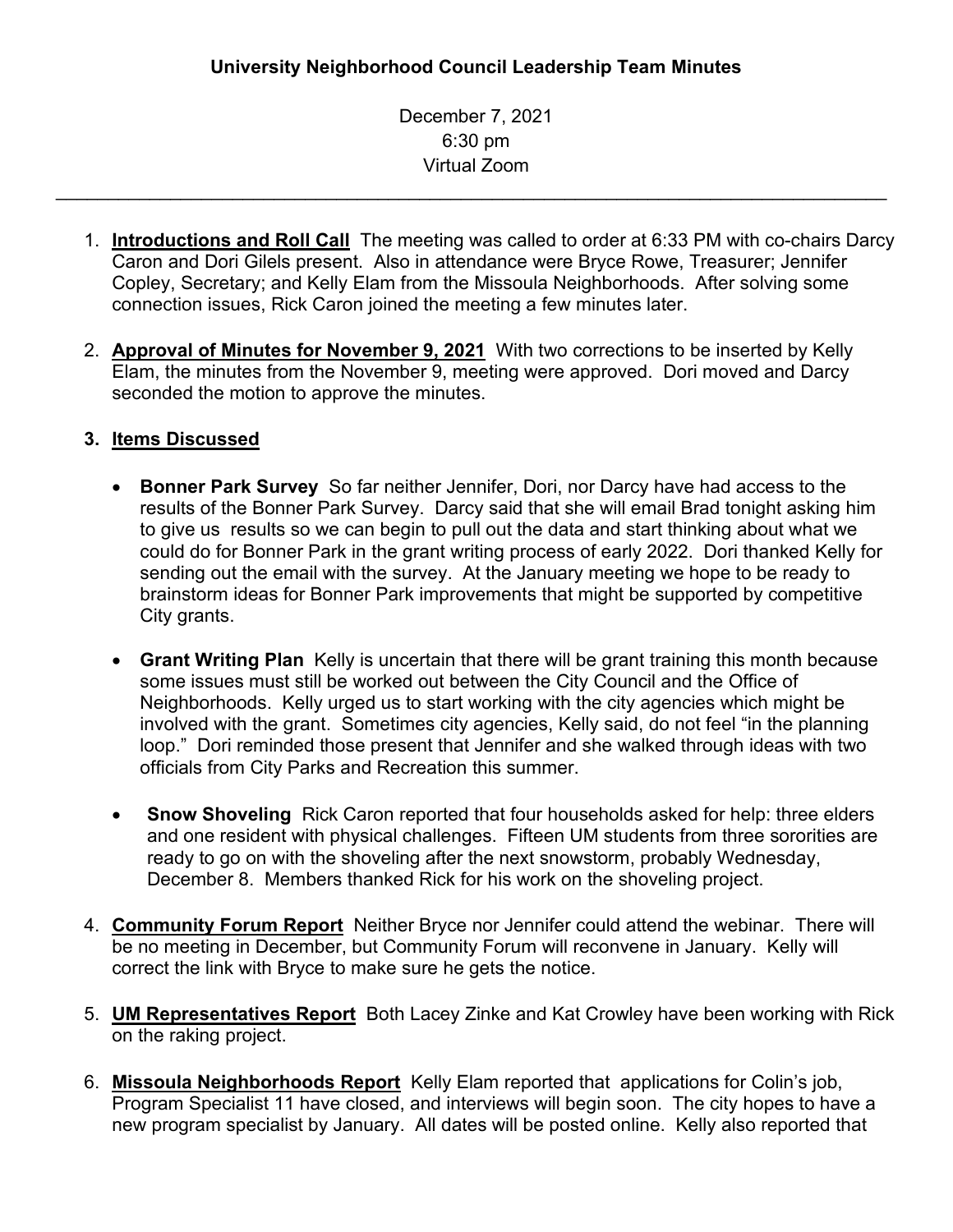# University Neighborhood Council Leadership Team Minutes

December 7, 2021
6:30 pm
Virtual Zoom

---

1. **Introductions and Roll Call** The meeting was called to order at 6:33 PM with co-chairs Darcy Caron and Dori Gilels present. Also in attendance were Bryce Rowe, Treasurer; Jennifer Copley, Secretary; and Kelly Elam from the Missoula Neighborhoods. After solving some connection issues, Rick Caron joined the meeting a few minutes later.

2. **Approval of Minutes for November 9, 2021** With two corrections to be inserted by Kelly Elam, the minutes from the November 9, meeting were approved. Dori moved and Darcy seconded the motion to approve the minutes.

3. **Items Discussed**

   - **Bonner Park Survey** So far neither Jennifer, Dori, nor Darcy have had access to the results of the Bonner Park Survey. Darcy said that she will email Brad tonight asking him to give us results so we can begin to pull out the data and start thinking about what we could do for Bonner Park in the grant writing process of early 2022. Dori thanked Kelly for sending out the email with the survey. At the January meeting we hope to be ready to brainstorm ideas for Bonner Park improvements that might be supported by competitive City grants.

   - **Grant Writing Plan** Kelly is uncertain that there will be grant training this month because some issues must still be worked out between the City Council and the Office of Neighborhoods. Kelly urged us to start working with the city agencies which might be involved with the grant. Sometimes city agencies, Kelly said, do not feel "in the planning loop." Dori reminded those present that Jennifer and she walked through ideas with two officials from City Parks and Recreation this summer.

   - **Snow Shoveling** Rick Caron reported that four households asked for help: three elders and one resident with physical challenges. Fifteen UM students from three sororities are ready to go on with the shoveling after the next snowstorm, probably Wednesday, December 8. Members thanked Rick for his work on the shoveling project.

4. **Community Forum Report** Neither Bryce nor Jennifer could attend the webinar. There will be no meeting in December, but Community Forum will reconvene in January. Kelly will correct the link with Bryce to make sure he gets the notice.

5. **UM Representatives Report** Both Lacey Zinke and Kat Crowley have been working with Rick on the raking project.

6. **Missoula Neighborhoods Report** Kelly Elam reported that applications for Colin's job, Program Specialist 11 have closed, and interviews will begin soon. The city hopes to have a new program specialist by January. All dates will be posted online. Kelly also reported that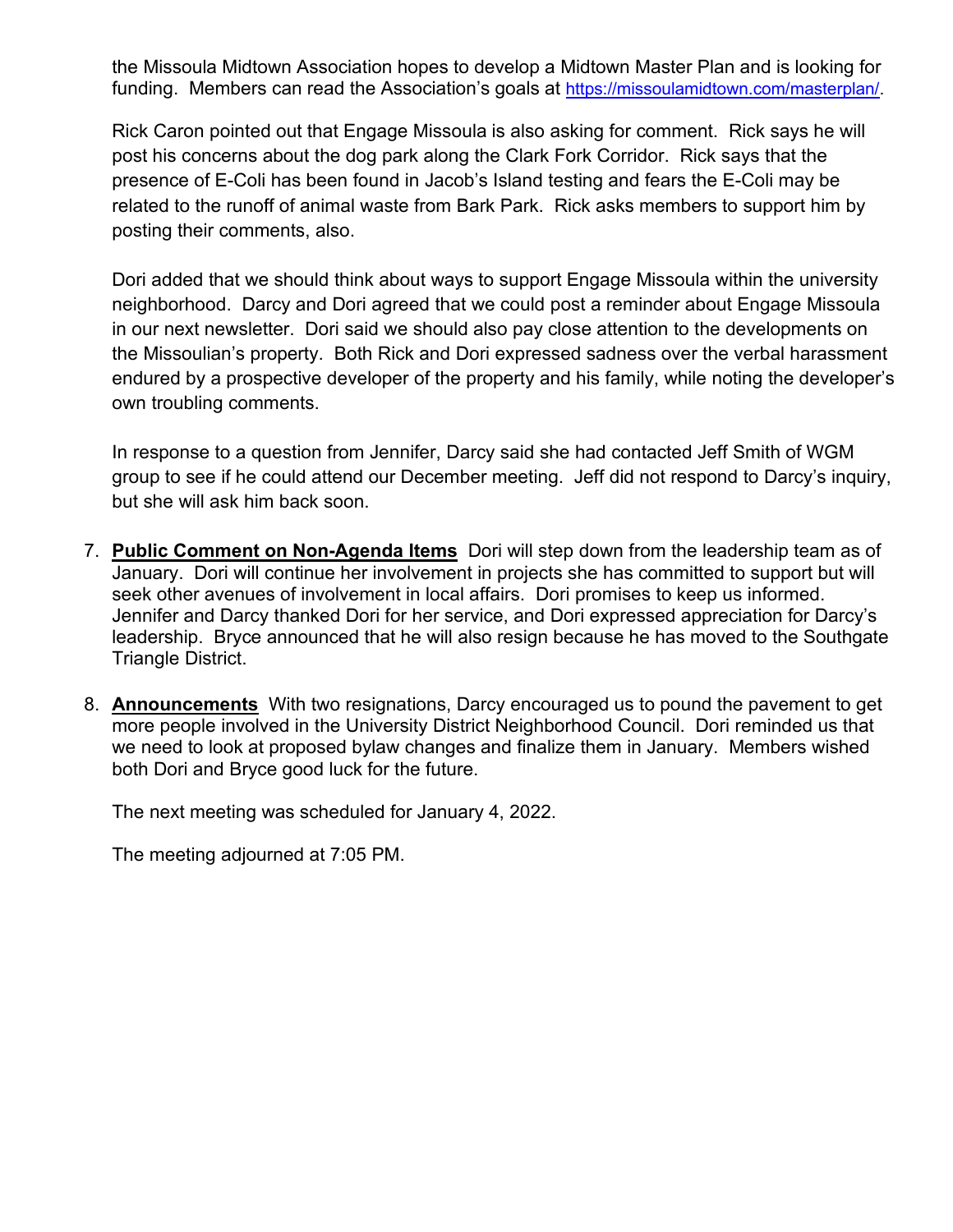the Missoula Midtown Association hopes to develop a Midtown Master Plan and is looking for funding. Members can read the Association's goals at https://missoulamidtown.com/masterplan/.

Rick Caron pointed out that Engage Missoula is also asking for comment. Rick says he will post his concerns about the dog park along the Clark Fork Corridor. Rick says that the presence of E-Coli has been found in Jacob's Island testing and fears the E-Coli may be related to the runoff of animal waste from Bark Park. Rick asks members to support him by posting their comments, also.

Dori added that we should think about ways to support Engage Missoula within the university neighborhood. Darcy and Dori agreed that we could post a reminder about Engage Missoula in our next newsletter. Dori said we should also pay close attention to the developments on the Missoulian's property. Both Rick and Dori expressed sadness over the verbal harassment endured by a prospective developer of the property and his family, while noting the developer's own troubling comments.

In response to a question from Jennifer, Darcy said she had contacted Jeff Smith of WGM group to see if he could attend our December meeting. Jeff did not respond to Darcy's inquiry, but she will ask him back soon.

7. **Public Comment on Non-Agenda Items** Dori will step down from the leadership team as of January. Dori will continue her involvement in projects she has committed to support but will seek other avenues of involvement in local affairs. Dori promises to keep us informed. Jennifer and Darcy thanked Dori for her service, and Dori expressed appreciation for Darcy's leadership. Bryce announced that he will also resign because he has moved to the Southgate Triangle District.

8. **Announcements** With two resignations, Darcy encouraged us to pound the pavement to get more people involved in the University District Neighborhood Council. Dori reminded us that we need to look at proposed bylaw changes and finalize them in January. Members wished both Dori and Bryce good luck for the future.

   The next meeting was scheduled for January 4, 2022.

   The meeting adjourned at 7:05 PM.